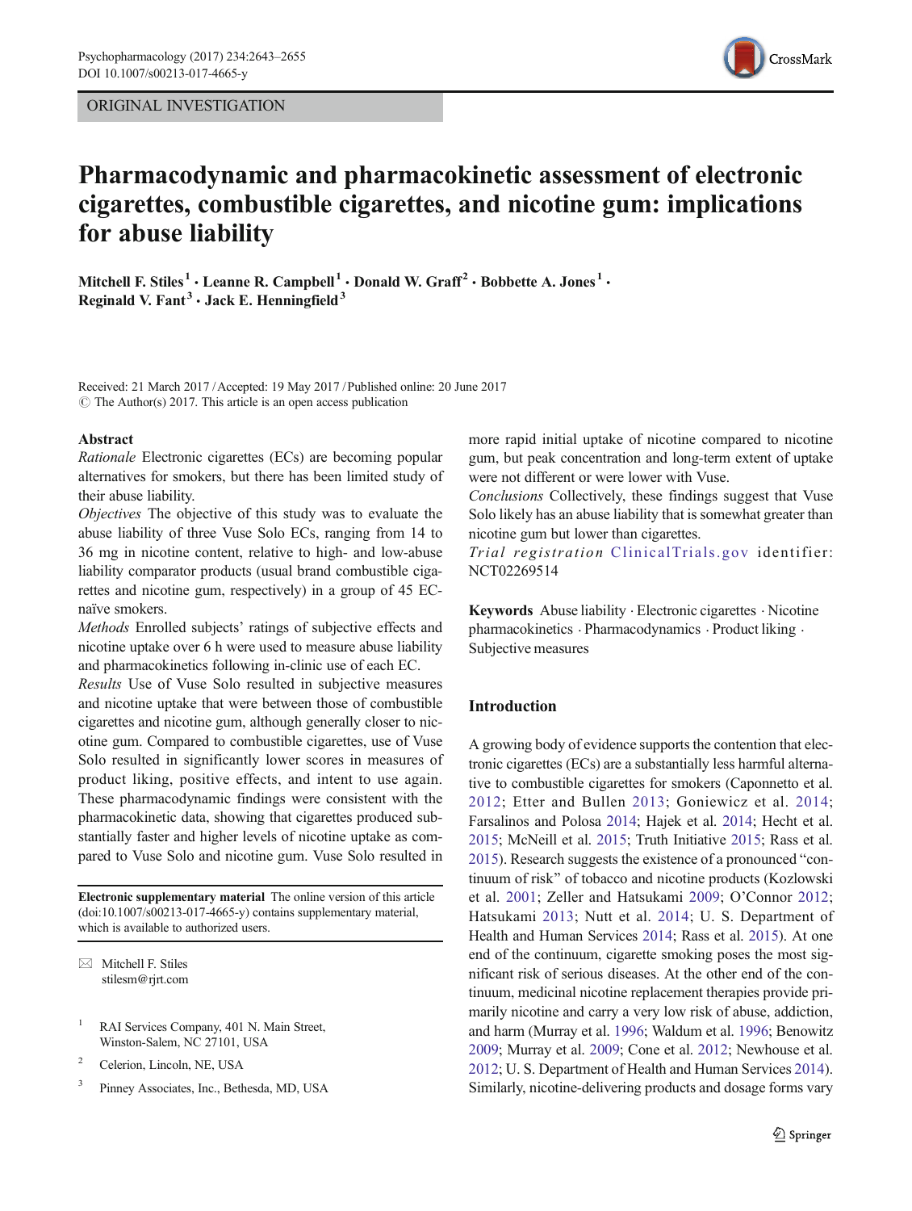ORIGINAL INVESTIGATION

# Pharmacodynamic and pharmacokinetic assessment of electronic cigarettes, combustible cigarettes, and nicotine gum: implications for abuse liability

**Mitchell F. Stiles[1] · Leanne R. Campbell[1] · Donald W. Graff[2] · Bobbette A. Jones[1] · Reginald V. Fant[3] · Jack E. Henningfield[3]**

Received: 21 March 2017 / Accepted: 19 May 2017 / Published online: 20 June 2017
© The Author(s) 2017. This article is an open access publication

## Abstract

*Rationale* Electronic cigarettes (ECs) are becoming popular alternatives for smokers, but there has been limited study of their abuse liability.

*Objectives* The objective of this study was to evaluate the abuse liability of three Vuse Solo ECs, ranging from 14 to 36 mg in nicotine content, relative to high- and low-abuse liability comparator products (usual brand combustible cigarettes and nicotine gum, respectively) in a group of 45 EC-naïve smokers.

*Methods* Enrolled subjects' ratings of subjective effects and nicotine uptake over 6 h were used to measure abuse liability and pharmacokinetics following in-clinic use of each EC.

*Results* Use of Vuse Solo resulted in subjective measures and nicotine uptake that were between those of combustible cigarettes and nicotine gum, although generally closer to nicotine gum. Compared to combustible cigarettes, use of Vuse Solo resulted in significantly lower scores in measures of product liking, positive effects, and intent to use again. These pharmacodynamic findings were consistent with the pharmacokinetic data, showing that cigarettes produced substantially faster and higher levels of nicotine uptake as compared to Vuse Solo and nicotine gum. Vuse Solo resulted in more rapid initial uptake of nicotine compared to nicotine gum, but peak concentration and long-term extent of uptake were not different or were lower with Vuse.

*Conclusions* Collectively, these findings suggest that Vuse Solo likely has an abuse liability that is somewhat greater than nicotine gum but lower than cigarettes.

*Trial registration* ClinicalTrials.gov identifier: NCT02269514

**Keywords** Abuse liability · Electronic cigarettes · Nicotine pharmacokinetics · Pharmacodynamics · Product liking · Subjective measures

**Electronic supplementary material** The online version of this article (doi:10.1007/s00213-017-4665-y) contains supplementary material, which is available to authorized users.

✉ Mitchell F. Stiles
stilesm@rjrt.com

[1] RAI Services Company, 401 N. Main Street, Winston-Salem, NC 27101, USA

[2] Celerion, Lincoln, NE, USA

[3] Pinney Associates, Inc., Bethesda, MD, USA

## Introduction

A growing body of evidence supports the contention that electronic cigarettes (ECs) are a substantially less harmful alternative to combustible cigarettes for smokers (Caponnetto et al. 2012; Etter and Bullen 2013; Goniewicz et al. 2014; Farsalinos and Polosa 2014; Hajek et al. 2014; Hecht et al. 2015; McNeill et al. 2015; Truth Initiative 2015; Rass et al. 2015). Research suggests the existence of a pronounced "continuum of risk" of tobacco and nicotine products (Kozlowski et al. 2001; Zeller and Hatsukami 2009; O'Connor 2012; Hatsukami 2013; Nutt et al. 2014; U. S. Department of Health and Human Services 2014; Rass et al. 2015). At one end of the continuum, cigarette smoking poses the most significant risk of serious diseases. At the other end of the continuum, medicinal nicotine replacement therapies provide primarily nicotine and carry a very low risk of abuse, addiction, and harm (Murray et al. 1996; Waldum et al. 1996; Benowitz 2009; Murray et al. 2009; Cone et al. 2012; Newhouse et al. 2012; U. S. Department of Health and Human Services 2014). Similarly, nicotine-delivering products and dosage forms vary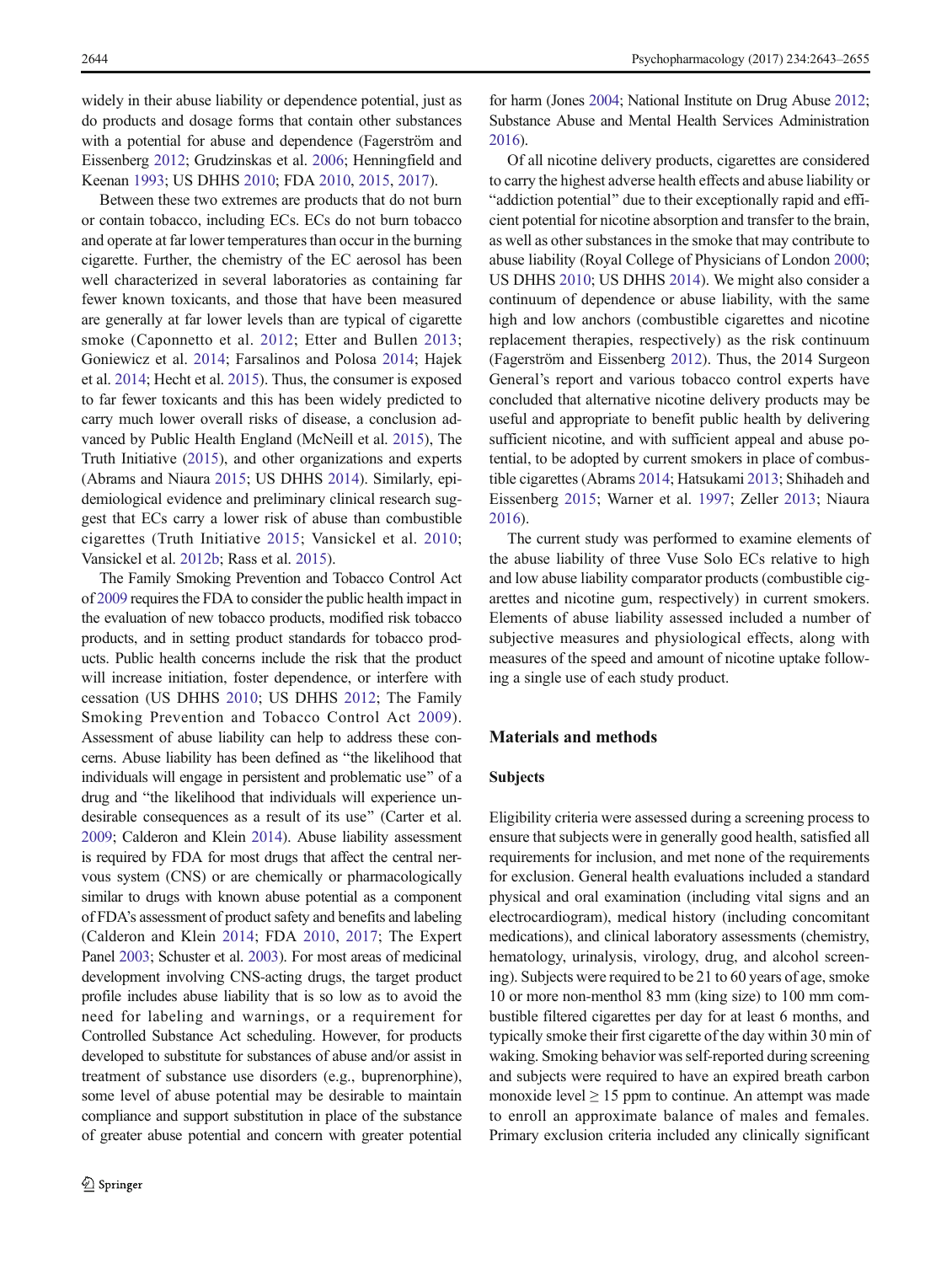widely in their abuse liability or dependence potential, just as do products and dosage forms that contain other substances with a potential for abuse and dependence (Fagerström and Eissenberg 2012; Grudzinskas et al. 2006; Henningfield and Keenan 1993; US DHHS 2010; FDA 2010, 2015, 2017).

Between these two extremes are products that do not burn or contain tobacco, including ECs. ECs do not burn tobacco and operate at far lower temperatures than occur in the burning cigarette. Further, the chemistry of the EC aerosol has been well characterized in several laboratories as containing far fewer known toxicants, and those that have been measured are generally at far lower levels than are typical of cigarette smoke (Caponnetto et al. 2012; Etter and Bullen 2013; Goniewicz et al. 2014; Farsalinos and Polosa 2014; Hajek et al. 2014; Hecht et al. 2015). Thus, the consumer is exposed to far fewer toxicants and this has been widely predicted to carry much lower overall risks of disease, a conclusion advanced by Public Health England (McNeill et al. 2015), The Truth Initiative (2015), and other organizations and experts (Abrams and Niaura 2015; US DHHS 2014). Similarly, epidemiological evidence and preliminary clinical research suggest that ECs carry a lower risk of abuse than combustible cigarettes (Truth Initiative 2015; Vansickel et al. 2010; Vansickel et al. 2012b; Rass et al. 2015).

The Family Smoking Prevention and Tobacco Control Act of 2009 requires the FDA to consider the public health impact in the evaluation of new tobacco products, modified risk tobacco products, and in setting product standards for tobacco products. Public health concerns include the risk that the product will increase initiation, foster dependence, or interfere with cessation (US DHHS 2010; US DHHS 2012; The Family Smoking Prevention and Tobacco Control Act 2009). Assessment of abuse liability can help to address these concerns. Abuse liability has been defined as "the likelihood that individuals will engage in persistent and problematic use" of a drug and "the likelihood that individuals will experience undesirable consequences as a result of its use" (Carter et al. 2009; Calderon and Klein 2014). Abuse liability assessment is required by FDA for most drugs that affect the central nervous system (CNS) or are chemically or pharmacologically similar to drugs with known abuse potential as a component of FDA's assessment of product safety and benefits and labeling (Calderon and Klein 2014; FDA 2010, 2017; The Expert Panel 2003; Schuster et al. 2003). For most areas of medicinal development involving CNS-acting drugs, the target product profile includes abuse liability that is so low as to avoid the need for labeling and warnings, or a requirement for Controlled Substance Act scheduling. However, for products developed to substitute for substances of abuse and/or assist in treatment of substance use disorders (e.g., buprenorphine), some level of abuse potential may be desirable to maintain compliance and support substitution in place of the substance of greater abuse potential and concern with greater potential for harm (Jones 2004; National Institute on Drug Abuse 2012; Substance Abuse and Mental Health Services Administration 2016).

Of all nicotine delivery products, cigarettes are considered to carry the highest adverse health effects and abuse liability or "addiction potential" due to their exceptionally rapid and efficient potential for nicotine absorption and transfer to the brain, as well as other substances in the smoke that may contribute to abuse liability (Royal College of Physicians of London 2000; US DHHS 2010; US DHHS 2014). We might also consider a continuum of dependence or abuse liability, with the same high and low anchors (combustible cigarettes and nicotine replacement therapies, respectively) as the risk continuum (Fagerström and Eissenberg 2012). Thus, the 2014 Surgeon General's report and various tobacco control experts have concluded that alternative nicotine delivery products may be useful and appropriate to benefit public health by delivering sufficient nicotine, and with sufficient appeal and abuse potential, to be adopted by current smokers in place of combustible cigarettes (Abrams 2014; Hatsukami 2013; Shihadeh and Eissenberg 2015; Warner et al. 1997; Zeller 2013; Niaura 2016).

The current study was performed to examine elements of the abuse liability of three Vuse Solo ECs relative to high and low abuse liability comparator products (combustible cigarettes and nicotine gum, respectively) in current smokers. Elements of abuse liability assessed included a number of subjective measures and physiological effects, along with measures of the speed and amount of nicotine uptake following a single use of each study product.

## Materials and methods

### Subjects

Eligibility criteria were assessed during a screening process to ensure that subjects were in generally good health, satisfied all requirements for inclusion, and met none of the requirements for exclusion. General health evaluations included a standard physical and oral examination (including vital signs and an electrocardiogram), medical history (including concomitant medications), and clinical laboratory assessments (chemistry, hematology, urinalysis, virology, drug, and alcohol screening). Subjects were required to be 21 to 60 years of age, smoke 10 or more non-menthol 83 mm (king size) to 100 mm combustible filtered cigarettes per day for at least 6 months, and typically smoke their first cigarette of the day within 30 min of waking. Smoking behavior was self-reported during screening and subjects were required to have an expired breath carbon monoxide level ≥ 15 ppm to continue. An attempt was made to enroll an approximate balance of males and females. Primary exclusion criteria included any clinically significant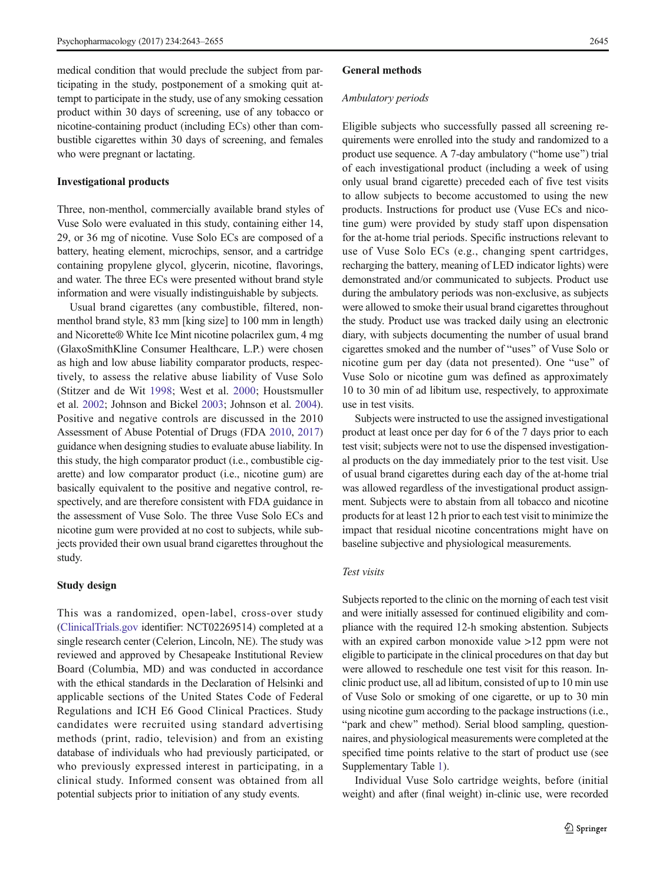medical condition that would preclude the subject from participating in the study, postponement of a smoking quit attempt to participate in the study, use of any smoking cessation product within 30 days of screening, use of any tobacco or nicotine-containing product (including ECs) other than combustible cigarettes within 30 days of screening, and females who were pregnant or lactating.

### Investigational products

Three, non-menthol, commercially available brand styles of Vuse Solo were evaluated in this study, containing either 14, 29, or 36 mg of nicotine. Vuse Solo ECs are composed of a battery, heating element, microchips, sensor, and a cartridge containing propylene glycol, glycerin, nicotine, flavorings, and water. The three ECs were presented without brand style information and were visually indistinguishable by subjects.

Usual brand cigarettes (any combustible, filtered, non-menthol brand style, 83 mm [king size] to 100 mm in length) and Nicorette® White Ice Mint nicotine polacrilex gum, 4 mg (GlaxoSmithKline Consumer Healthcare, L.P.) were chosen as high and low abuse liability comparator products, respectively, to assess the relative abuse liability of Vuse Solo (Stitzer and de Wit 1998; West et al. 2000; Houstsmuller et al. 2002; Johnson and Bickel 2003; Johnson et al. 2004). Positive and negative controls are discussed in the 2010 Assessment of Abuse Potential of Drugs (FDA 2010, 2017) guidance when designing studies to evaluate abuse liability. In this study, the high comparator product (i.e., combustible cigarette) and low comparator product (i.e., nicotine gum) are basically equivalent to the positive and negative control, respectively, and are therefore consistent with FDA guidance in the assessment of Vuse Solo. The three Vuse Solo ECs and nicotine gum were provided at no cost to subjects, while subjects provided their own usual brand cigarettes throughout the study.

### Study design

This was a randomized, open-label, cross-over study (ClinicalTrials.gov identifier: NCT02269514) completed at a single research center (Celerion, Lincoln, NE). The study was reviewed and approved by Chesapeake Institutional Review Board (Columbia, MD) and was conducted in accordance with the ethical standards in the Declaration of Helsinki and applicable sections of the United States Code of Federal Regulations and ICH E6 Good Clinical Practices. Study candidates were recruited using standard advertising methods (print, radio, television) and from an existing database of individuals who had previously participated, or who previously expressed interest in participating, in a clinical study. Informed consent was obtained from all potential subjects prior to initiation of any study events.

### General methods

#### *Ambulatory periods*

Eligible subjects who successfully passed all screening requirements were enrolled into the study and randomized to a product use sequence. A 7-day ambulatory ("home use") trial of each investigational product (including a week of using only usual brand cigarette) preceded each of five test visits to allow subjects to become accustomed to using the new products. Instructions for product use (Vuse ECs and nicotine gum) were provided by study staff upon dispensation for the at-home trial periods. Specific instructions relevant to use of Vuse Solo ECs (e.g., changing spent cartridges, recharging the battery, meaning of LED indicator lights) were demonstrated and/or communicated to subjects. Product use during the ambulatory periods was non-exclusive, as subjects were allowed to smoke their usual brand cigarettes throughout the study. Product use was tracked daily using an electronic diary, with subjects documenting the number of usual brand cigarettes smoked and the number of "uses" of Vuse Solo or nicotine gum per day (data not presented). One "use" of Vuse Solo or nicotine gum was defined as approximately 10 to 30 min of ad libitum use, respectively, to approximate use in test visits.

Subjects were instructed to use the assigned investigational product at least once per day for 6 of the 7 days prior to each test visit; subjects were not to use the dispensed investigational products on the day immediately prior to the test visit. Use of usual brand cigarettes during each day of the at-home trial was allowed regardless of the investigational product assignment. Subjects were to abstain from all tobacco and nicotine products for at least 12 h prior to each test visit to minimize the impact that residual nicotine concentrations might have on baseline subjective and physiological measurements.

#### *Test visits*

Subjects reported to the clinic on the morning of each test visit and were initially assessed for continued eligibility and compliance with the required 12-h smoking abstention. Subjects with an expired carbon monoxide value >12 ppm were not eligible to participate in the clinical procedures on that day but were allowed to reschedule one test visit for this reason. In-clinic product use, all ad libitum, consisted of up to 10 min use of Vuse Solo or smoking of one cigarette, or up to 30 min using nicotine gum according to the package instructions (i.e., "park and chew" method). Serial blood sampling, questionnaires, and physiological measurements were completed at the specified time points relative to the start of product use (see Supplementary Table 1).

Individual Vuse Solo cartridge weights, before (initial weight) and after (final weight) in-clinic use, were recorded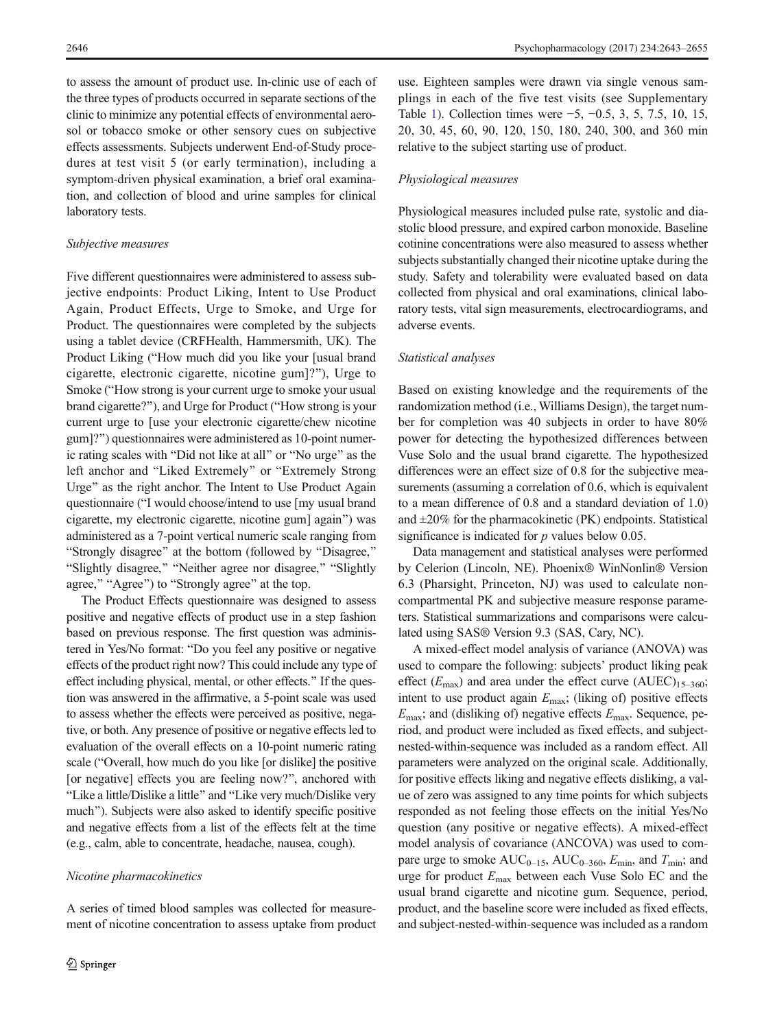to assess the amount of product use. In-clinic use of each of the three types of products occurred in separate sections of the clinic to minimize any potential effects of environmental aerosol or tobacco smoke or other sensory cues on subjective effects assessments. Subjects underwent End-of-Study procedures at test visit 5 (or early termination), including a symptom-driven physical examination, a brief oral examination, and collection of blood and urine samples for clinical laboratory tests.

### *Subjective measures*

Five different questionnaires were administered to assess subjective endpoints: Product Liking, Intent to Use Product Again, Product Effects, Urge to Smoke, and Urge for Product. The questionnaires were completed by the subjects using a tablet device (CRFHealth, Hammersmith, UK). The Product Liking ("How much did you like your [usual brand cigarette, electronic cigarette, nicotine gum]?"), Urge to Smoke ("How strong is your current urge to smoke your usual brand cigarette?"), and Urge for Product ("How strong is your current urge to [use your electronic cigarette/chew nicotine gum]?") questionnaires were administered as 10-point numeric rating scales with "Did not like at all" or "No urge" as the left anchor and "Liked Extremely" or "Extremely Strong Urge" as the right anchor. The Intent to Use Product Again questionnaire ("I would choose/intend to use [my usual brand cigarette, my electronic cigarette, nicotine gum] again") was administered as a 7-point vertical numeric scale ranging from "Strongly disagree" at the bottom (followed by "Disagree," "Slightly disagree," "Neither agree nor disagree," "Slightly agree," "Agree") to "Strongly agree" at the top.

The Product Effects questionnaire was designed to assess positive and negative effects of product use in a step fashion based on previous response. The first question was administered in Yes/No format: "Do you feel any positive or negative effects of the product right now? This could include any type of effect including physical, mental, or other effects." If the question was answered in the affirmative, a 5-point scale was used to assess whether the effects were perceived as positive, negative, or both. Any presence of positive or negative effects led to evaluation of the overall effects on a 10-point numeric rating scale ("Overall, how much do you like [or dislike] the positive [or negative] effects you are feeling now?", anchored with "Like a little/Dislike a little" and "Like very much/Dislike very much"). Subjects were also asked to identify specific positive and negative effects from a list of the effects felt at the time (e.g., calm, able to concentrate, headache, nausea, cough).

### *Nicotine pharmacokinetics*

A series of timed blood samples was collected for measurement of nicotine concentration to assess uptake from product use. Eighteen samples were drawn via single venous samplings in each of the five test visits (see Supplementary Table 1). Collection times were −5, −0.5, 3, 5, 7.5, 10, 15, 20, 30, 45, 60, 90, 120, 150, 180, 240, 300, and 360 min relative to the subject starting use of product.

### *Physiological measures*

Physiological measures included pulse rate, systolic and diastolic blood pressure, and expired carbon monoxide. Baseline cotinine concentrations were also measured to assess whether subjects substantially changed their nicotine uptake during the study. Safety and tolerability were evaluated based on data collected from physical and oral examinations, clinical laboratory tests, vital sign measurements, electrocardiograms, and adverse events.

### *Statistical analyses*

Based on existing knowledge and the requirements of the randomization method (i.e., Williams Design), the target number for completion was 40 subjects in order to have 80% power for detecting the hypothesized differences between Vuse Solo and the usual brand cigarette. The hypothesized differences were an effect size of 0.8 for the subjective measurements (assuming a correlation of 0.6, which is equivalent to a mean difference of 0.8 and a standard deviation of 1.0) and ±20% for the pharmacokinetic (PK) endpoints. Statistical significance is indicated for $p$ values below 0.05.

Data management and statistical analyses were performed by Celerion (Lincoln, NE). Phoenix® WinNonlin® Version 6.3 (Pharsight, Princeton, NJ) was used to calculate noncompartmental PK and subjective measure response parameters. Statistical summarizations and comparisons were calculated using SAS® Version 9.3 (SAS, Cary, NC).

A mixed-effect model analysis of variance (ANOVA) was used to compare the following: subjects' product liking peak effect ($E_{max}$) and area under the effect curve $(AUEC)_{15–360}$; intent to use product again $E_{max}$; (liking of) positive effects $E_{max}$; and (disliking of) negative effects $E_{max}$. Sequence, period, and product were included as fixed effects, and subject-nested-within-sequence was included as a random effect. All parameters were analyzed on the original scale. Additionally, for positive effects liking and negative effects disliking, a value of zero was assigned to any time points for which subjects responded as not feeling those effects on the initial Yes/No question (any positive or negative effects). A mixed-effect model analysis of covariance (ANCOVA) was used to compare urge to smoke $AUC_{0–15}$, $AUC_{0–360}$, $E_{min}$, and $T_{min}$; and urge for product $E_{max}$ between each Vuse Solo EC and the usual brand cigarette and nicotine gum. Sequence, period, product, and the baseline score were included as fixed effects, and subject-nested-within-sequence was included as a random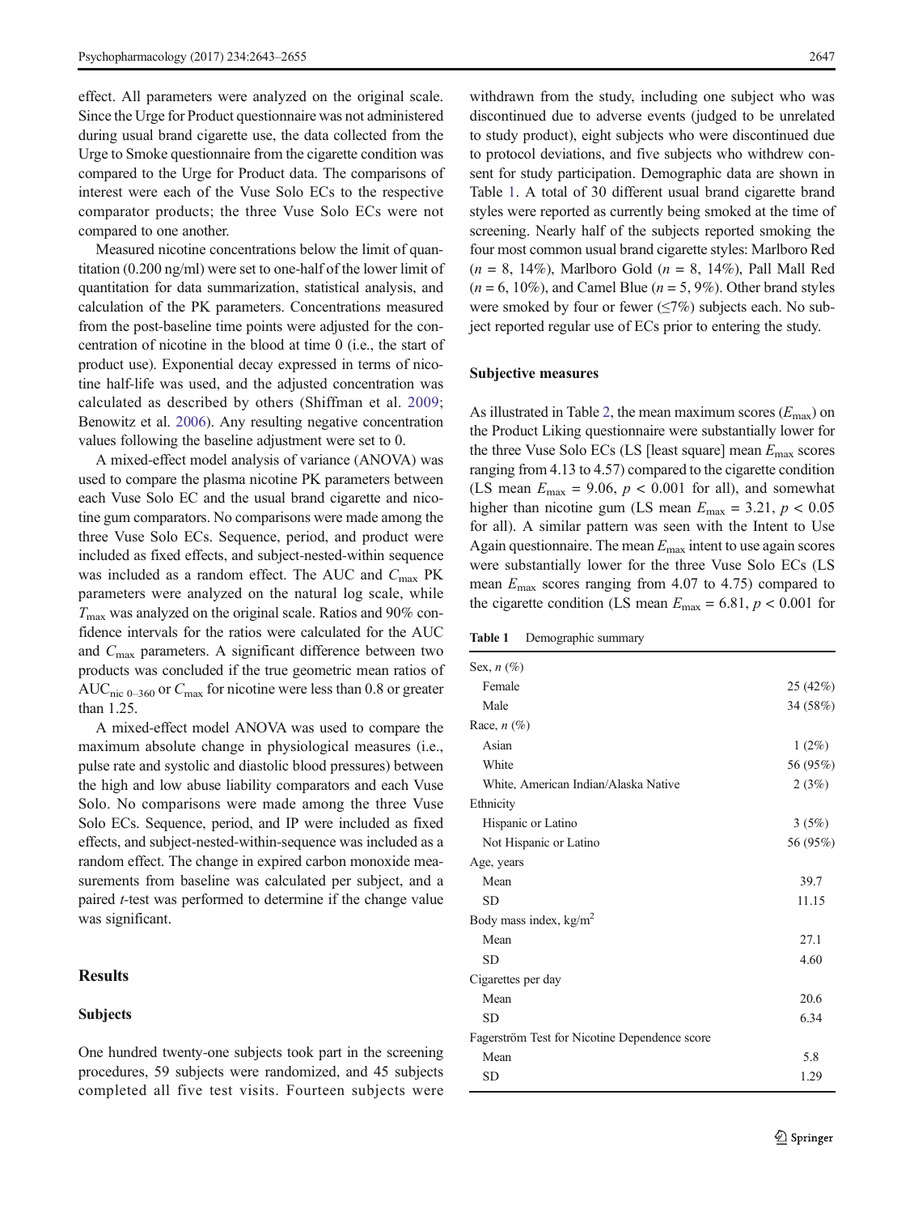effect. All parameters were analyzed on the original scale. Since the Urge for Product questionnaire was not administered during usual brand cigarette use, the data collected from the Urge to Smoke questionnaire from the cigarette condition was compared to the Urge for Product data. The comparisons of interest were each of the Vuse Solo ECs to the respective comparator products; the three Vuse Solo ECs were not compared to one another.

Measured nicotine concentrations below the limit of quantitation (0.200 ng/ml) were set to one-half of the lower limit of quantitation for data summarization, statistical analysis, and calculation of the PK parameters. Concentrations measured from the post-baseline time points were adjusted for the concentration of nicotine in the blood at time 0 (i.e., the start of product use). Exponential decay expressed in terms of nicotine half-life was used, and the adjusted concentration was calculated as described by others (Shiffman et al. 2009; Benowitz et al. 2006). Any resulting negative concentration values following the baseline adjustment were set to 0.

A mixed-effect model analysis of variance (ANOVA) was used to compare the plasma nicotine PK parameters between each Vuse Solo EC and the usual brand cigarette and nicotine gum comparators. No comparisons were made among the three Vuse Solo ECs. Sequence, period, and product were included as fixed effects, and subject-nested-within sequence was included as a random effect. The AUC and $C_{max}$ PK parameters were analyzed on the natural log scale, while $T_{max}$ was analyzed on the original scale. Ratios and 90% confidence intervals for the ratios were calculated for the AUC and $C_{max}$ parameters. A significant difference between two products was concluded if the true geometric mean ratios of $AUC_{nic\ 0-360}$ or $C_{max}$ for nicotine were less than 0.8 or greater than 1.25.

A mixed-effect model ANOVA was used to compare the maximum absolute change in physiological measures (i.e., pulse rate and systolic and diastolic blood pressures) between the high and low abuse liability comparators and each Vuse Solo. No comparisons were made among the three Vuse Solo ECs. Sequence, period, and IP were included as fixed effects, and subject-nested-within-sequence was included as a random effect. The change in expired carbon monoxide measurements from baseline was calculated per subject, and a paired $t$-test was performed to determine if the change value was significant.

## Results

### Subjects

One hundred twenty-one subjects took part in the screening procedures, 59 subjects were randomized, and 45 subjects completed all five test visits. Fourteen subjects were withdrawn from the study, including one subject who was discontinued due to adverse events (judged to be unrelated to study product), eight subjects who were discontinued due to protocol deviations, and five subjects who withdrew consent for study participation. Demographic data are shown in Table 1. A total of 30 different usual brand cigarette brand styles were reported as currently being smoked at the time of screening. Nearly half of the subjects reported smoking the four most common usual brand cigarette styles: Marlboro Red ($n$ = 8, 14%), Marlboro Gold ($n$ = 8, 14%), Pall Mall Red ($n$ = 6, 10%), and Camel Blue ($n$ = 5, 9%). Other brand styles were smoked by four or fewer (≤7%) subjects each. No subject reported regular use of ECs prior to entering the study.

### Subjective measures

As illustrated in Table 2, the mean maximum scores ($E_{max}$) on the Product Liking questionnaire were substantially lower for the three Vuse Solo ECs (LS [least square] mean $E_{max}$ scores ranging from 4.13 to 4.57) compared to the cigarette condition (LS mean $E_{max}$ = 9.06, $p < 0.001$ for all), and somewhat higher than nicotine gum (LS mean $E_{max}$ = 3.21, $p < 0.05$ for all). A similar pattern was seen with the Intent to Use Again questionnaire. The mean $E_{max}$ intent to use again scores were substantially lower for the three Vuse Solo ECs (LS mean $E_{max}$ scores ranging from 4.07 to 4.75) compared to the cigarette condition (LS mean $E_{max}$ = 6.81, $p < 0.001$ for

**Table 1** Demographic summary

| | |
|---|---|
| Sex, $n$ (%) | |
| Female | 25 (42%) |
| Male | 34 (58%) |
| Race, $n$ (%) | |
| Asian | 1 (2%) |
| White | 56 (95%) |
| White, American Indian/Alaska Native | 2 (3%) |
| Ethnicity | |
| Hispanic or Latino | 3 (5%) |
| Not Hispanic or Latino | 56 (95%) |
| Age, years | |
| Mean | 39.7 |
| SD | 11.15 |
| Body mass index, kg/m$^2$ | |
| Mean | 27.1 |
| SD | 4.60 |
| Cigarettes per day | |
| Mean | 20.6 |
| SD | 6.34 |
| Fagerström Test for Nicotine Dependence score | |
| Mean | 5.8 |
| SD | 1.29 |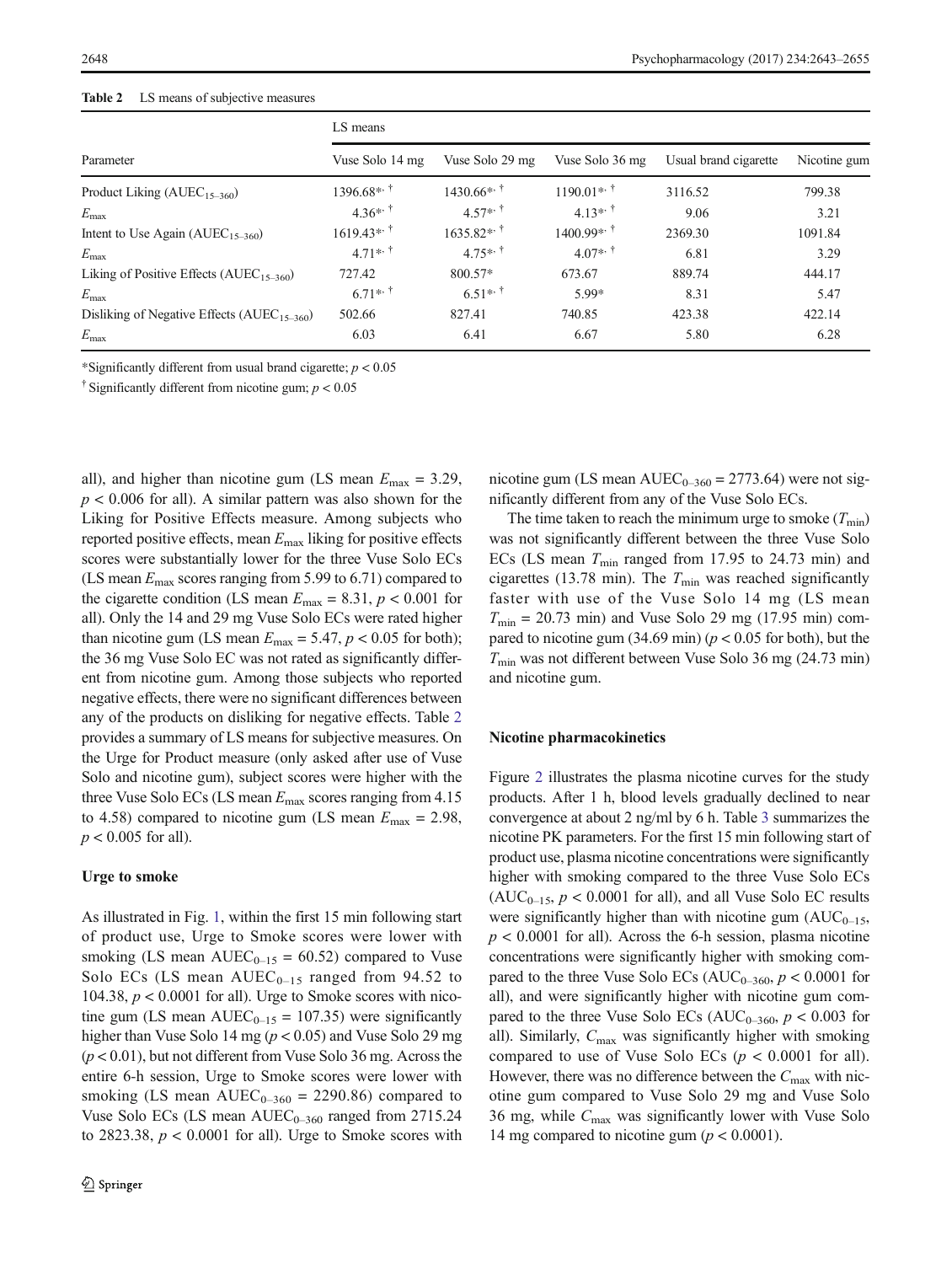**Table 2** LS means of subjective measures

| Parameter | LS means | | | | |
|---|---|---|---|---|---|
| | Vuse Solo 14 mg | Vuse Solo 29 mg | Vuse Solo 36 mg | Usual brand cigarette | Nicotine gum |
| Product Liking ($AUEC_{15–360}$) | 1396.68*, † | 1430.66*, † | 1190.01*, † | 3116.52 | 799.38 |
| $E_{max}$ | 4.36*, † | 4.57*, † | 4.13*, † | 9.06 | 3.21 |
| Intent to Use Again ($AUEC_{15–360}$) | 1619.43*, † | 1635.82*, † | 1400.99*, † | 2369.30 | 1091.84 |
| $E_{max}$ | 4.71*, † | 4.75*, † | 4.07*, † | 6.81 | 3.29 |
| Liking of Positive Effects ($AUEC_{15–360}$) | 727.42 | 800.57* | 673.67 | 889.74 | 444.17 |
| $E_{max}$ | 6.71*, † | 6.51*, † | 5.99* | 8.31 | 5.47 |
| Disliking of Negative Effects ($AUEC_{15–360}$) | 502.66 | 827.41 | 740.85 | 423.38 | 422.14 |
| $E_{max}$ | 6.03 | 6.41 | 6.67 | 5.80 | 6.28 |

*Significantly different from usual brand cigarette; $p < 0.05$

† Significantly different from nicotine gum; $p < 0.05$

all), and higher than nicotine gum (LS mean $E_{max}$ = 3.29, $p < 0.006$ for all). A similar pattern was also shown for the Liking for Positive Effects measure. Among subjects who reported positive effects, mean $E_{max}$ liking for positive effects scores were substantially lower for the three Vuse Solo ECs (LS mean $E_{max}$ scores ranging from 5.99 to 6.71) compared to the cigarette condition (LS mean $E_{max}$ = 8.31, $p < 0.001$ for all). Only the 14 and 29 mg Vuse Solo ECs were rated higher than nicotine gum (LS mean $E_{max}$ = 5.47, $p < 0.05$ for both); the 36 mg Vuse Solo EC was not rated as significantly different from nicotine gum. Among those subjects who reported negative effects, there were no significant differences between any of the products on disliking for negative effects. Table 2 provides a summary of LS means for subjective measures. On the Urge for Product measure (only asked after use of Vuse Solo and nicotine gum), subject scores were higher with the three Vuse Solo ECs (LS mean $E_{max}$ scores ranging from 4.15 to 4.58) compared to nicotine gum (LS mean $E_{max}$ = 2.98, $p < 0.005$ for all).

### Urge to smoke

As illustrated in Fig. 1, within the first 15 min following start of product use, Urge to Smoke scores were lower with smoking (LS mean $AUEC_{0–15}$ = 60.52) compared to Vuse Solo ECs (LS mean $AUEC_{0–15}$ ranged from 94.52 to 104.38, $p < 0.0001$ for all). Urge to Smoke scores with nicotine gum (LS mean $AUEC_{0–15}$ = 107.35) were significantly higher than Vuse Solo 14 mg ($p < 0.05$) and Vuse Solo 29 mg ($p < 0.01$), but not different from Vuse Solo 36 mg. Across the entire 6-h session, Urge to Smoke scores were lower with smoking (LS mean $AUEC_{0–360}$ = 2290.86) compared to Vuse Solo ECs (LS mean $AUEC_{0–360}$ ranged from 2715.24 to 2823.38, $p < 0.0001$ for all). Urge to Smoke scores with nicotine gum (LS mean $AUEC_{0–360}$ = 2773.64) were not significantly different from any of the Vuse Solo ECs.

The time taken to reach the minimum urge to smoke ($T_{min}$) was not significantly different between the three Vuse Solo ECs (LS mean $T_{min}$ ranged from 17.95 to 24.73 min) and cigarettes (13.78 min). The $T_{min}$ was reached significantly faster with use of the Vuse Solo 14 mg (LS mean $T_{min}$ = 20.73 min) and Vuse Solo 29 mg (17.95 min) compared to nicotine gum (34.69 min) ($p < 0.05$ for both), but the $T_{min}$ was not different between Vuse Solo 36 mg (24.73 min) and nicotine gum.

### Nicotine pharmacokinetics

Figure 2 illustrates the plasma nicotine curves for the study products. After 1 h, blood levels gradually declined to near convergence at about 2 ng/ml by 6 h. Table 3 summarizes the nicotine PK parameters. For the first 15 min following start of product use, plasma nicotine concentrations were significantly higher with smoking compared to the three Vuse Solo ECs ($AUC_{0–15}$, $p < 0.0001$ for all), and all Vuse Solo EC results were significantly higher than with nicotine gum ($AUC_{0–15}$, $p < 0.0001$ for all). Across the 6-h session, plasma nicotine concentrations were significantly higher with smoking compared to the three Vuse Solo ECs ($AUC_{0–360}$, $p < 0.0001$ for all), and were significantly higher with nicotine gum compared to the three Vuse Solo ECs ($AUC_{0–360}$, $p < 0.003$ for all). Similarly, $C_{max}$ was significantly higher with smoking compared to use of Vuse Solo ECs ($p < 0.0001$ for all). However, there was no difference between the $C_{max}$ with nicotine gum compared to Vuse Solo 29 mg and Vuse Solo 36 mg, while $C_{max}$ was significantly lower with Vuse Solo 14 mg compared to nicotine gum ($p < 0.0001$).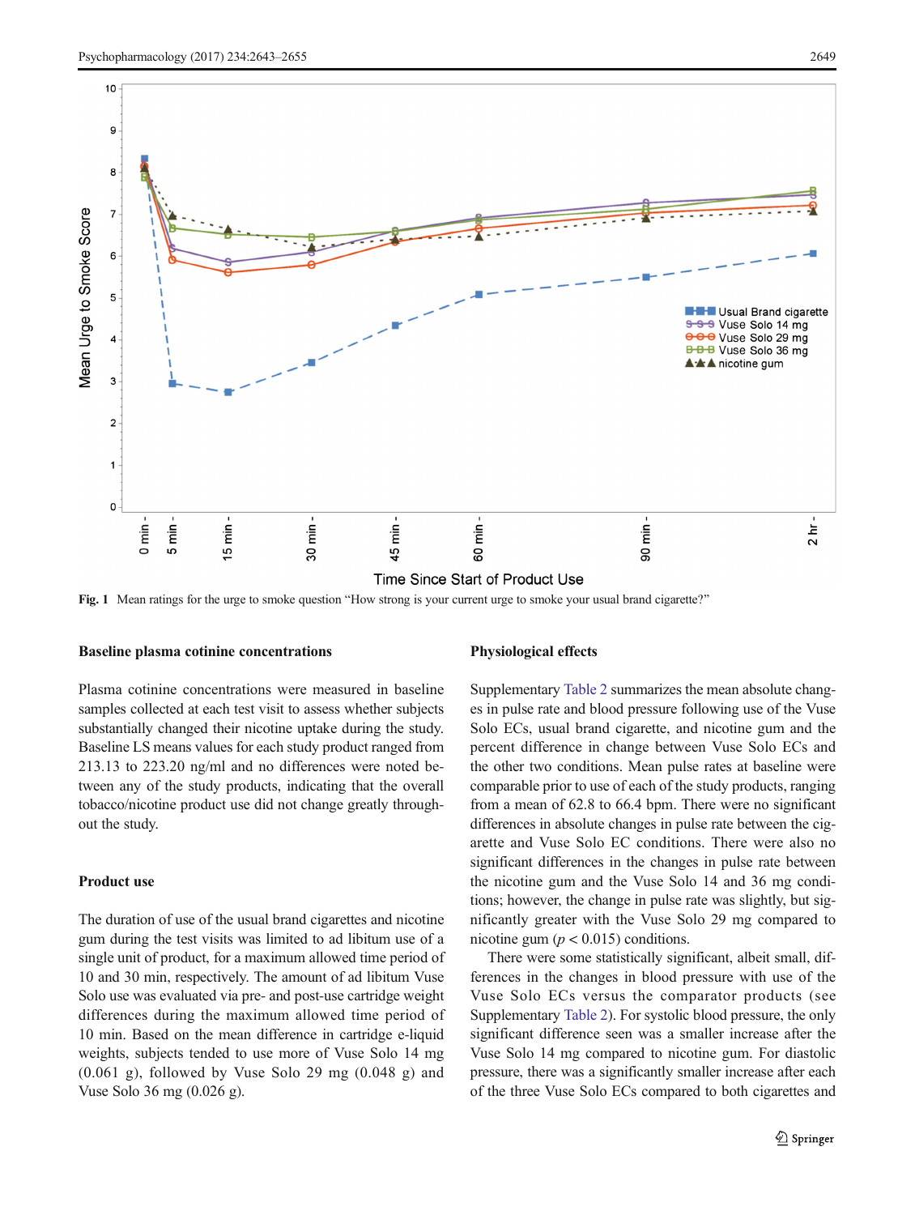Fig. 1 Mean ratings for the urge to smoke question “How strong is your current urge to smoke your usual brand cigarette?”

### Baseline plasma cotinine concentrations

Plasma cotinine concentrations were measured in baseline samples collected at each test visit to assess whether subjects substantially changed their nicotine uptake during the study. Baseline LS means values for each study product ranged from 213.13 to 223.20 ng/ml and no differences were noted between any of the study products, indicating that the overall tobacco/nicotine product use did not change greatly throughout the study.

### Product use

The duration of use of the usual brand cigarettes and nicotine gum during the test visits was limited to ad libitum use of a single unit of product, for a maximum allowed time period of 10 and 30 min, respectively. The amount of ad libitum Vuse Solo use was evaluated via pre- and post-use cartridge weight differences during the maximum allowed time period of 10 min. Based on the mean difference in cartridge e-liquid weights, subjects tended to use more of Vuse Solo 14 mg (0.061 g), followed by Vuse Solo 29 mg (0.048 g) and Vuse Solo 36 mg (0.026 g).

### Physiological effects

Supplementary Table 2 summarizes the mean absolute changes in pulse rate and blood pressure following use of the Vuse Solo ECs, usual brand cigarette, and nicotine gum and the percent difference in change between Vuse Solo ECs and the other two conditions. Mean pulse rates at baseline were comparable prior to use of each of the study products, ranging from a mean of 62.8 to 66.4 bpm. There were no significant differences in absolute changes in pulse rate between the cigarette and Vuse Solo EC conditions. There were also no significant differences in the changes in pulse rate between the nicotine gum and the Vuse Solo 14 and 36 mg conditions; however, the change in pulse rate was slightly, but significantly greater with the Vuse Solo 29 mg compared to nicotine gum ($p < 0.015$) conditions.

There were some statistically significant, albeit small, differences in the changes in blood pressure with use of the Vuse Solo ECs versus the comparator products (see Supplementary Table 2). For systolic blood pressure, the only significant difference seen was a smaller increase after the Vuse Solo 14 mg compared to nicotine gum. For diastolic pressure, there was a significantly smaller increase after each of the three Vuse Solo ECs compared to both cigarettes and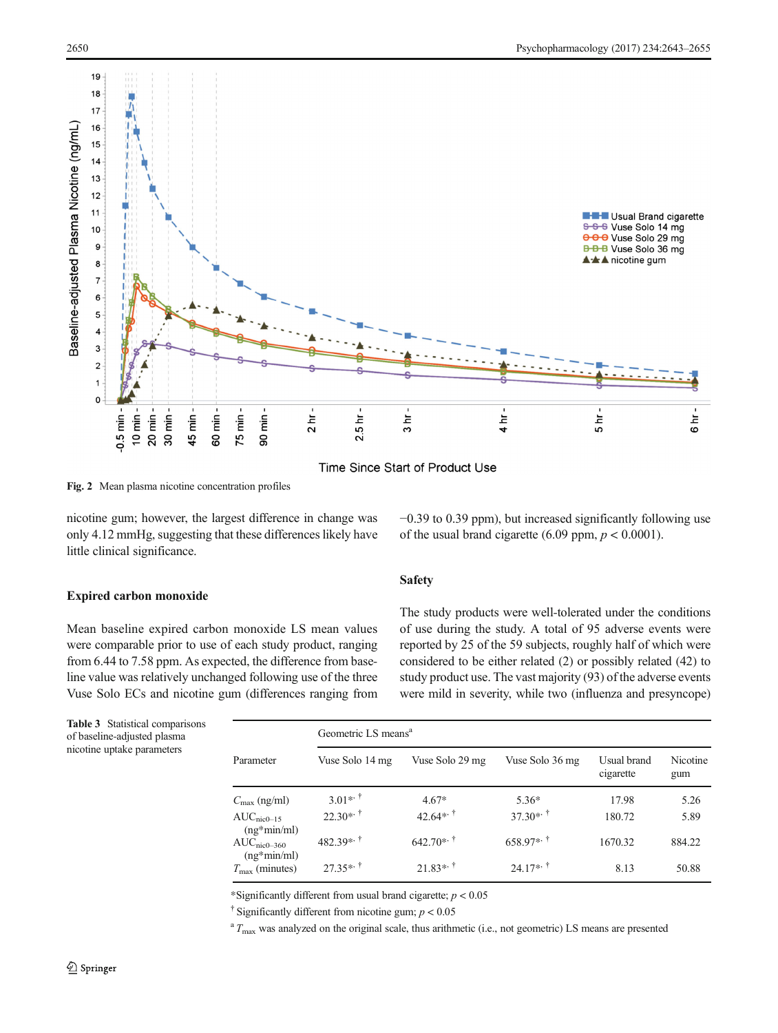Fig. 2 Mean plasma nicotine concentration profiles

nicotine gum; however, the largest difference in change was only 4.12 mmHg, suggesting that these differences likely have little clinical significance.

### Expired carbon monoxide

Mean baseline expired carbon monoxide LS mean values were comparable prior to use of each study product, ranging from 6.44 to 7.58 ppm. As expected, the difference from baseline value was relatively unchanged following use of the three Vuse Solo ECs and nicotine gum (differences ranging from −0.39 to 0.39 ppm), but increased significantly following use of the usual brand cigarette (6.09 ppm, $p < 0.0001$).

### Safety

The study products were well-tolerated under the conditions of use during the study. A total of 95 adverse events were reported by 25 of the 59 subjects, roughly half of which were considered to be either related (2) or possibly related (42) to study product use. The vast majority (93) of the adverse events were mild in severity, while two (influenza and presyncope)

**Table 3** Statistical comparisons of baseline-adjusted plasma nicotine uptake parameters

| Parameter | Geometric LS means[a] | | | | |
|---|---|---|---|---|---|
| | Vuse Solo 14 mg | Vuse Solo 29 mg | Vuse Solo 36 mg | Usual brand cigarette | Nicotine gum |
| $C_{max}$ (ng/ml) | 3.01*, † | 4.67* | 5.36* | 17.98 | 5.26 |
| $AUC_{nic0-15}$ (ng*min/ml) | 22.30*, † | 42.64*, † | 37.30*, † | 180.72 | 5.89 |
| $AUC_{nic0-360}$ (ng*min/ml) | 482.39*, † | 642.70*, † | 658.97*, † | 1670.32 | 884.22 |
| $T_{max}$ (minutes) | 27.35*, † | 21.83*, † | 24.17*, † | 8.13 | 50.88 |

*Significantly different from usual brand cigarette; $p < 0.05$

† Significantly different from nicotine gum; $p < 0.05$

[a] $T_{max}$ was analyzed on the original scale, thus arithmetic (i.e., not geometric) LS means are presented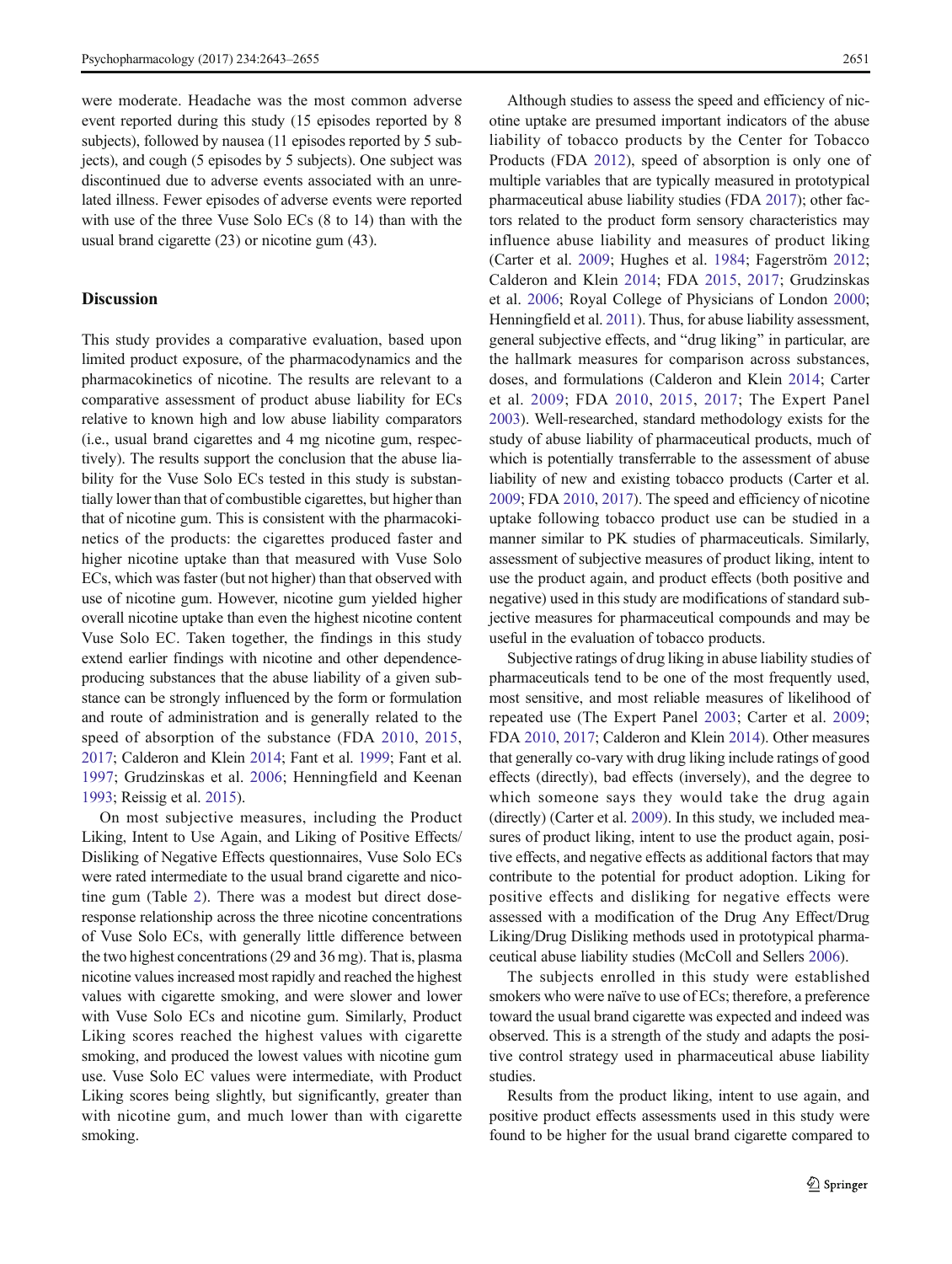were moderate. Headache was the most common adverse event reported during this study (15 episodes reported by 8 subjects), followed by nausea (11 episodes reported by 5 subjects), and cough (5 episodes by 5 subjects). One subject was discontinued due to adverse events associated with an unrelated illness. Fewer episodes of adverse events were reported with use of the three Vuse Solo ECs (8 to 14) than with the usual brand cigarette (23) or nicotine gum (43).

## Discussion

This study provides a comparative evaluation, based upon limited product exposure, of the pharmacodynamics and the pharmacokinetics of nicotine. The results are relevant to a comparative assessment of product abuse liability for ECs relative to known high and low abuse liability comparators (i.e., usual brand cigarettes and 4 mg nicotine gum, respectively). The results support the conclusion that the abuse liability for the Vuse Solo ECs tested in this study is substantially lower than that of combustible cigarettes, but higher than that of nicotine gum. This is consistent with the pharmacokinetics of the products: the cigarettes produced faster and higher nicotine uptake than that measured with Vuse Solo ECs, which was faster (but not higher) than that observed with use of nicotine gum. However, nicotine gum yielded higher overall nicotine uptake than even the highest nicotine content Vuse Solo EC. Taken together, the findings in this study extend earlier findings with nicotine and other dependence-producing substances that the abuse liability of a given substance can be strongly influenced by the form or formulation and route of administration and is generally related to the speed of absorption of the substance (FDA 2010, 2015, 2017; Calderon and Klein 2014; Fant et al. 1999; Fant et al. 1997; Grudzinskas et al. 2006; Henningfield and Keenan 1993; Reissig et al. 2015).

On most subjective measures, including the Product Liking, Intent to Use Again, and Liking of Positive Effects/Disliking of Negative Effects questionnaires, Vuse Solo ECs were rated intermediate to the usual brand cigarette and nicotine gum (Table 2). There was a modest but direct dose-response relationship across the three nicotine concentrations of Vuse Solo ECs, with generally little difference between the two highest concentrations (29 and 36 mg). That is, plasma nicotine values increased most rapidly and reached the highest values with cigarette smoking, and were slower and lower with Vuse Solo ECs and nicotine gum. Similarly, Product Liking scores reached the highest values with cigarette smoking, and produced the lowest values with nicotine gum use. Vuse Solo EC values were intermediate, with Product Liking scores being slightly, but significantly, greater than with nicotine gum, and much lower than with cigarette smoking.

Although studies to assess the speed and efficiency of nicotine uptake are presumed important indicators of the abuse liability of tobacco products by the Center for Tobacco Products (FDA 2012), speed of absorption is only one of multiple variables that are typically measured in prototypical pharmaceutical abuse liability studies (FDA 2017); other factors related to the product form sensory characteristics may influence abuse liability and measures of product liking (Carter et al. 2009; Hughes et al. 1984; Fagerström 2012; Calderon and Klein 2014; FDA 2015, 2017; Grudzinskas et al. 2006; Royal College of Physicians of London 2000; Henningfield et al. 2011). Thus, for abuse liability assessment, general subjective effects, and "drug liking" in particular, are the hallmark measures for comparison across substances, doses, and formulations (Calderon and Klein 2014; Carter et al. 2009; FDA 2010, 2015, 2017; The Expert Panel 2003). Well-researched, standard methodology exists for the study of abuse liability of pharmaceutical products, much of which is potentially transferrable to the assessment of abuse liability of new and existing tobacco products (Carter et al. 2009; FDA 2010, 2017). The speed and efficiency of nicotine uptake following tobacco product use can be studied in a manner similar to PK studies of pharmaceuticals. Similarly, assessment of subjective measures of product liking, intent to use the product again, and product effects (both positive and negative) used in this study are modifications of standard subjective measures for pharmaceutical compounds and may be useful in the evaluation of tobacco products.

Subjective ratings of drug liking in abuse liability studies of pharmaceuticals tend to be one of the most frequently used, most sensitive, and most reliable measures of likelihood of repeated use (The Expert Panel 2003; Carter et al. 2009; FDA 2010, 2017; Calderon and Klein 2014). Other measures that generally co-vary with drug liking include ratings of good effects (directly), bad effects (inversely), and the degree to which someone says they would take the drug again (directly) (Carter et al. 2009). In this study, we included measures of product liking, intent to use the product again, positive effects, and negative effects as additional factors that may contribute to the potential for product adoption. Liking for positive effects and disliking for negative effects were assessed with a modification of the Drug Any Effect/Drug Liking/Drug Disliking methods used in prototypical pharmaceutical abuse liability studies (McColl and Sellers 2006).

The subjects enrolled in this study were established smokers who were naïve to use of ECs; therefore, a preference toward the usual brand cigarette was expected and indeed was observed. This is a strength of the study and adapts the positive control strategy used in pharmaceutical abuse liability studies.

Results from the product liking, intent to use again, and positive product effects assessments used in this study were found to be higher for the usual brand cigarette compared to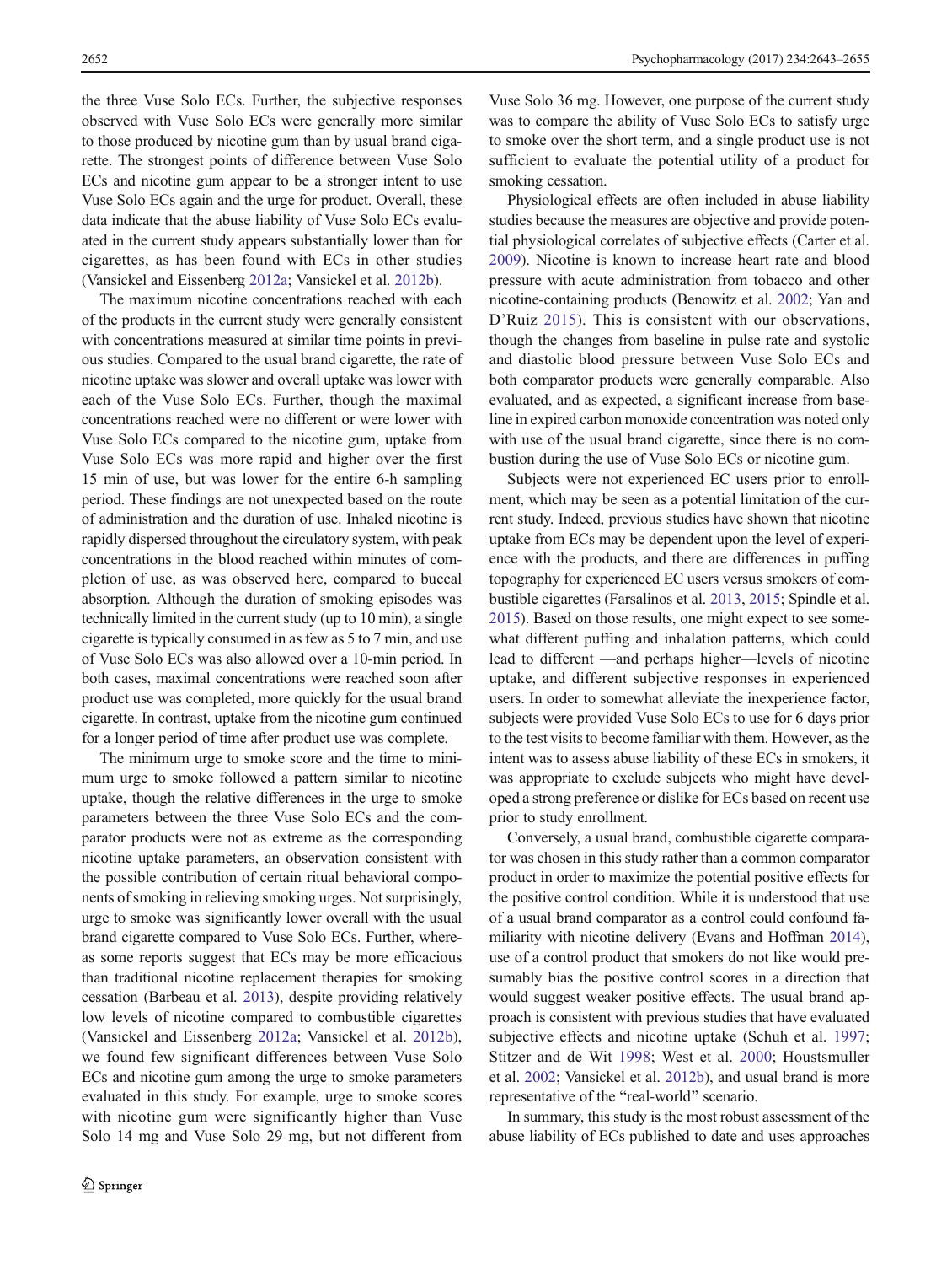the three Vuse Solo ECs. Further, the subjective responses observed with Vuse Solo ECs were generally more similar to those produced by nicotine gum than by usual brand cigarette. The strongest points of difference between Vuse Solo ECs and nicotine gum appear to be a stronger intent to use Vuse Solo ECs again and the urge for product. Overall, these data indicate that the abuse liability of Vuse Solo ECs evaluated in the current study appears substantially lower than for cigarettes, as has been found with ECs in other studies (Vansickel and Eissenberg 2012a; Vansickel et al. 2012b).

The maximum nicotine concentrations reached with each of the products in the current study were generally consistent with concentrations measured at similar time points in previous studies. Compared to the usual brand cigarette, the rate of nicotine uptake was slower and overall uptake was lower with each of the Vuse Solo ECs. Further, though the maximal concentrations reached were no different or were lower with Vuse Solo ECs compared to the nicotine gum, uptake from Vuse Solo ECs was more rapid and higher over the first 15 min of use, but was lower for the entire 6-h sampling period. These findings are not unexpected based on the route of administration and the duration of use. Inhaled nicotine is rapidly dispersed throughout the circulatory system, with peak concentrations in the blood reached within minutes of completion of use, as was observed here, compared to buccal absorption. Although the duration of smoking episodes was technically limited in the current study (up to 10 min), a single cigarette is typically consumed in as few as 5 to 7 min, and use of Vuse Solo ECs was also allowed over a 10-min period. In both cases, maximal concentrations were reached soon after product use was completed, more quickly for the usual brand cigarette. In contrast, uptake from the nicotine gum continued for a longer period of time after product use was complete.

The minimum urge to smoke score and the time to minimum urge to smoke followed a pattern similar to nicotine uptake, though the relative differences in the urge to smoke parameters between the three Vuse Solo ECs and the comparator products were not as extreme as the corresponding nicotine uptake parameters, an observation consistent with the possible contribution of certain ritual behavioral components of smoking in relieving smoking urges. Not surprisingly, urge to smoke was significantly lower overall with the usual brand cigarette compared to Vuse Solo ECs. Further, whereas some reports suggest that ECs may be more efficacious than traditional nicotine replacement therapies for smoking cessation (Barbeau et al. 2013), despite providing relatively low levels of nicotine compared to combustible cigarettes (Vansickel and Eissenberg 2012a; Vansickel et al. 2012b), we found few significant differences between Vuse Solo ECs and nicotine gum among the urge to smoke parameters evaluated in this study. For example, urge to smoke scores with nicotine gum were significantly higher than Vuse Solo 14 mg and Vuse Solo 29 mg, but not different from Vuse Solo 36 mg. However, one purpose of the current study was to compare the ability of Vuse Solo ECs to satisfy urge to smoke over the short term, and a single product use is not sufficient to evaluate the potential utility of a product for smoking cessation.

Physiological effects are often included in abuse liability studies because the measures are objective and provide potential physiological correlates of subjective effects (Carter et al. 2009). Nicotine is known to increase heart rate and blood pressure with acute administration from tobacco and other nicotine-containing products (Benowitz et al. 2002; Yan and D'Ruiz 2015). This is consistent with our observations, though the changes from baseline in pulse rate and systolic and diastolic blood pressure between Vuse Solo ECs and both comparator products were generally comparable. Also evaluated, and as expected, a significant increase from baseline in expired carbon monoxide concentration was noted only with use of the usual brand cigarette, since there is no combustion during the use of Vuse Solo ECs or nicotine gum.

Subjects were not experienced EC users prior to enrollment, which may be seen as a potential limitation of the current study. Indeed, previous studies have shown that nicotine uptake from ECs may be dependent upon the level of experience with the products, and there are differences in puffing topography for experienced EC users versus smokers of combustible cigarettes (Farsalinos et al. 2013, 2015; Spindle et al. 2015). Based on those results, one might expect to see somewhat different puffing and inhalation patterns, which could lead to different —and perhaps higher—levels of nicotine uptake, and different subjective responses in experienced users. In order to somewhat alleviate the inexperience factor, subjects were provided Vuse Solo ECs to use for 6 days prior to the test visits to become familiar with them. However, as the intent was to assess abuse liability of these ECs in smokers, it was appropriate to exclude subjects who might have developed a strong preference or dislike for ECs based on recent use prior to study enrollment.

Conversely, a usual brand, combustible cigarette comparator was chosen in this study rather than a common comparator product in order to maximize the potential positive effects for the positive control condition. While it is understood that use of a usual brand comparator as a control could confound familiarity with nicotine delivery (Evans and Hoffman 2014), use of a control product that smokers do not like would presumably bias the positive control scores in a direction that would suggest weaker positive effects. The usual brand approach is consistent with previous studies that have evaluated subjective effects and nicotine uptake (Schuh et al. 1997; Stitzer and de Wit 1998; West et al. 2000; Houstsmuller et al. 2002; Vansickel et al. 2012b), and usual brand is more representative of the "real-world" scenario.

In summary, this study is the most robust assessment of the abuse liability of ECs published to date and uses approaches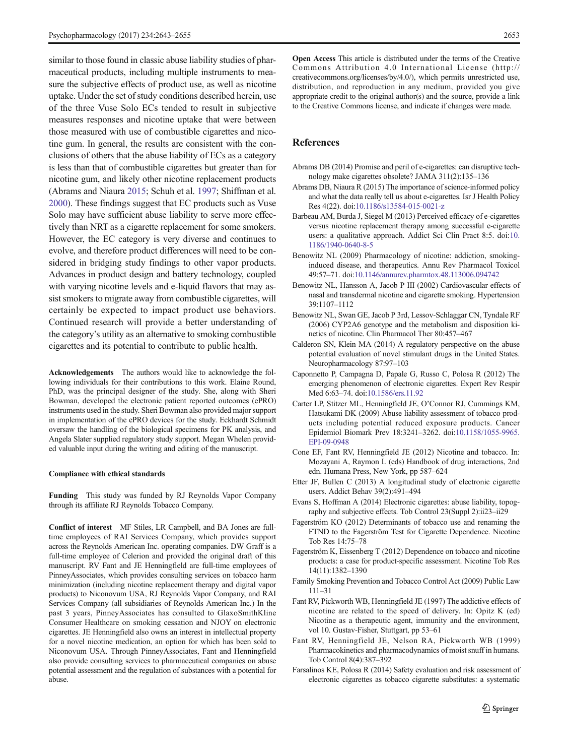similar to those found in classic abuse liability studies of pharmaceutical products, including multiple instruments to measure the subjective effects of product use, as well as nicotine uptake. Under the set of study conditions described herein, use of the three Vuse Solo ECs tended to result in subjective measures responses and nicotine uptake that were between those measured with use of combustible cigarettes and nicotine gum. In general, the results are consistent with the conclusions of others that the abuse liability of ECs as a category is less than that of combustible cigarettes but greater than for nicotine gum, and likely other nicotine replacement products (Abrams and Niaura 2015; Schuh et al. 1997; Shiffman et al. 2000). These findings suggest that EC products such as Vuse Solo may have sufficient abuse liability to serve more effectively than NRT as a cigarette replacement for some smokers. However, the EC category is very diverse and continues to evolve, and therefore product differences will need to be considered in bridging study findings to other vapor products. Advances in product design and battery technology, coupled with varying nicotine levels and e-liquid flavors that may assist smokers to migrate away from combustible cigarettes, will certainly be expected to impact product use behaviors. Continued research will provide a better understanding of the category's utility as an alternative to smoking combustible cigarettes and its potential to contribute to public health.

**Acknowledgements** The authors would like to acknowledge the following individuals for their contributions to this work. Elaine Round, PhD, was the principal designer of the study. She, along with Sheri Bowman, developed the electronic patient reported outcomes (ePRO) instruments used in the study. Sheri Bowman also provided major support in implementation of the ePRO devices for the study. Eckhardt Schmidt oversaw the handling of the biological specimens for PK analysis, and Angela Slater supplied regulatory study support. Megan Whelen provided valuable input during the writing and editing of the manuscript.

**Compliance with ethical standards**

**Funding** This study was funded by RJ Reynolds Vapor Company through its affiliate RJ Reynolds Tobacco Company.

**Conflict of interest** MF Stiles, LR Campbell, and BA Jones are full-time employees of RAI Services Company, which provides support across the Reynolds American Inc. operating companies. DW Graff is a full-time employee of Celerion and provided the original draft of this manuscript. RV Fant and JE Henningfield are full-time employees of PinneyAssociates, which provides consulting services on tobacco harm minimization (including nicotine replacement therapy and digital vapor products) to Niconovum USA, RJ Reynolds Vapor Company, and RAI Services Company (all subsidiaries of Reynolds American Inc.) In the past 3 years, PinneyAssociates has consulted to GlaxoSmithKline Consumer Healthcare on smoking cessation and NJOY on electronic cigarettes. JE Henningfield also owns an interest in intellectual property for a novel nicotine medication, an option for which has been sold to Niconovum USA. Through PinneyAssociates, Fant and Henningfield also provide consulting services to pharmaceutical companies on abuse potential assessment and the regulation of substances with a potential for abuse.

**Open Access** This article is distributed under the terms of the Creative Commons Attribution 4.0 International License (http://creativecommons.org/licenses/by/4.0/), which permits unrestricted use, distribution, and reproduction in any medium, provided you give appropriate credit to the original author(s) and the source, provide a link to the Creative Commons license, and indicate if changes were made.

## References

Abrams DB (2014) Promise and peril of e-cigarettes: can disruptive technology make cigarettes obsolete? JAMA 311(2):135–136

Abrams DB, Niaura R (2015) The importance of science-informed policy and what the data really tell us about e-cigarettes. Isr J Health Policy Res 4(22). doi:10.1186/s13584-015-0021-z

Barbeau AM, Burda J, Siegel M (2013) Perceived efficacy of e-cigarettes versus nicotine replacement therapy among successful e-cigarette users: a qualitative approach. Addict Sci Clin Pract 8:5. doi:10.1186/1940-0640-8-5

Benowitz NL (2009) Pharmacology of nicotine: addiction, smoking-induced disease, and therapeutics. Annu Rev Pharmacol Toxicol 49:57–71. doi:10.1146/annurev.pharmtox.48.113006.094742

Benowitz NL, Hansson A, Jacob P III (2002) Cardiovascular effects of nasal and transdermal nicotine and cigarette smoking. Hypertension 39:1107–1112

Benowitz NL, Swan GE, Jacob P 3rd, Lessov-Schlaggar CN, Tyndale RF (2006) CYP2A6 genotype and the metabolism and disposition kinetics of nicotine. Clin Pharmacol Ther 80:457–467

Calderon SN, Klein MA (2014) A regulatory perspective on the abuse potential evaluation of novel stimulant drugs in the United States. Neuropharmacology 87:97–103

Caponnetto P, Campagna D, Papale G, Russo C, Polosa R (2012) The emerging phenomenon of electronic cigarettes. Expert Rev Respir Med 6:63–74. doi:10.1586/ers.11.92

Carter LP, Stitzer ML, Henningfield JE, O'Connor RJ, Cummings KM, Hatsukami DK (2009) Abuse liability assessment of tobacco products including potential reduced exposure products. Cancer Epidemiol Biomark Prev 18:3241–3262. doi:10.1158/1055-9965.EPI-09-0948

Cone EF, Fant RV, Henningfield JE (2012) Nicotine and tobacco. In: Mozayani A, Raymon L (eds) Handbook of drug interactions, 2nd edn. Humana Press, New York, pp 587–624

Etter JF, Bullen C (2013) A longitudinal study of electronic cigarette users. Addict Behav 39(2):491–494

Evans S, Hoffman A (2014) Electronic cigarettes: abuse liability, topography and subjective effects. Tob Control 23(Suppl 2):ii23–ii29

Fagerström KO (2012) Determinants of tobacco use and renaming the FTND to the Fagerström Test for Cigarette Dependence. Nicotine Tob Res 14:75–78

Fagerström K, Eissenberg T (2012) Dependence on tobacco and nicotine products: a case for product-specific assessment. Nicotine Tob Res 14(11):1382–1390

Family Smoking Prevention and Tobacco Control Act (2009) Public Law 111–31

Fant RV, Pickworth WB, Henningfield JE (1997) The addictive effects of nicotine are related to the speed of delivery. In: Opitz K (ed) Nicotine as a therapeutic agent, immunity and the environment, vol 10. Gustav-Fisher, Stuttgart, pp 53–61

Fant RV, Henningfield JE, Nelson RA, Pickworth WB (1999) Pharmacokinetics and pharmacodynamics of moist snuff in humans. Tob Control 8(4):387–392

Farsalinos KE, Polosa R (2014) Safety evaluation and risk assessment of electronic cigarettes as tobacco cigarette substitutes: a systematic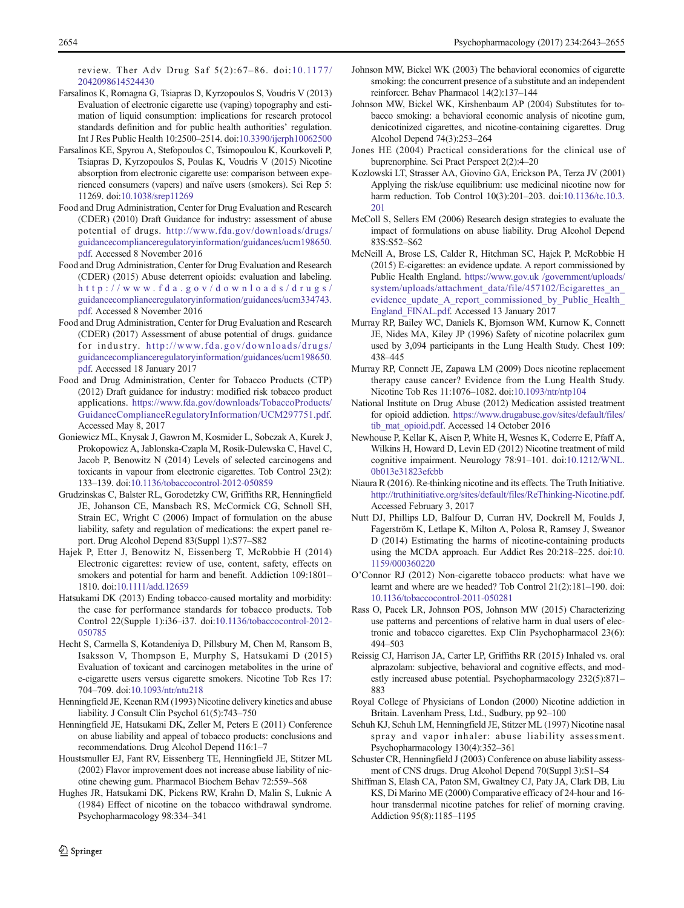review. Ther Adv Drug Saf 5(2):67–86. doi:10.1177/2042098614524430

Farsalinos K, Romagna G, Tsiapras D, Kyrzopoulos S, Voudris V (2013) Evaluation of electronic cigarette use (vaping) topography and estimation of liquid consumption: implications for research protocol standards definition and for public health authorities' regulation. Int J Res Public Health 10:2500–2514. doi:10.3390/ijerph10062500

Farsalinos KE, Spyrou A, Stefopoulos C, Tsimopoulou K, Kourkoveli P, Tsiapras D, Kyrzopoulos S, Poulas K, Voudris V (2015) Nicotine absorption from electronic cigarette use: comparison between experienced consumers (vapers) and naïve users (smokers). Sci Rep 5: 11269. doi:10.1038/srep11269

Food and Drug Administration, Center for Drug Evaluation and Research (CDER) (2010) Draft Guidance for industry: assessment of abuse potential of drugs. http://www.fda.gov/downloads/drugs/guidancecomplianceregulatoryinformation/guidances/ucm198650.pdf. Accessed 8 November 2016

Food and Drug Administration, Center for Drug Evaluation and Research (CDER) (2015) Abuse deterrent opioids: evaluation and labeling. http://www.fda.gov/downloads/drugs/guidancecomplianceregulatoryinformation/guidances/ucm334743.pdf. Accessed 8 November 2016

Food and Drug Administration, Center for Drug Evaluation and Research (CDER) (2017) Assessment of abuse potential of drugs. guidance for industry. http://www.fda.gov/downloads/drugs/guidancecomplianceregulatoryinformation/guidances/ucm198650.pdf. Accessed 18 January 2017

Food and Drug Administration, Center for Tobacco Products (CTP) (2012) Draft guidance for industry: modified risk tobacco product applications. https://www.fda.gov/downloads/TobaccoProducts/GuidanceComplianceRegulatoryInformation/UCM297751.pdf. Accessed May 8, 2017

Goniewicz ML, Knysak J, Gawron M, Kosmider L, Sobczak A, Kurek J, Prokopowicz A, Jablonska-Czapla M, Rosik-Dulewska C, Havel C, Jacob P, Benowitz N (2014) Levels of selected carcinogens and toxicants in vapour from electronic cigarettes. Tob Control 23(2): 133–139. doi:10.1136/tobaccocontrol-2012-050859

Grudzinskas C, Balster RL, Gorodetzky CW, Griffiths RR, Henningfield JE, Johanson CE, Mansbach RS, McCormick CG, Schnoll SH, Strain EC, Wright C (2006) Impact of formulation on the abuse liability, safety and regulation of medications: the expert panel report. Drug Alcohol Depend 83(Suppl 1):S77–S82

Hajek P, Etter J, Benowitz N, Eissenberg T, McRobbie H (2014) Electronic cigarettes: review of use, content, safety, effects on smokers and potential for harm and benefit. Addiction 109:1801–1810. doi:10.1111/add.12659

Hatsukami DK (2013) Ending tobacco-caused mortality and morbidity: the case for performance standards for tobacco products. Tob Control 22(Supple 1):i36–i37. doi:10.1136/tobaccocontrol-2012-050785

Hecht S, Carmella S, Kotandeniya D, Pillsbury M, Chen M, Ransom B, Isaksson V, Thompson E, Murphy S, Hatsukami D (2015) Evaluation of toxicant and carcinogen metabolites in the urine of e-cigarette users versus cigarette smokers. Nicotine Tob Res 17: 704–709. doi:10.1093/ntr/ntu218

Henningfield JE, Keenan RM (1993) Nicotine delivery kinetics and abuse liability. J Consult Clin Psychol 61(5):743–750

Henningfield JE, Hatsukami DK, Zeller M, Peters E (2011) Conference on abuse liability and appeal of tobacco products: conclusions and recommendations. Drug Alcohol Depend 116:1–7

Houstsmuller EJ, Fant RV, Eissenberg TE, Henningfield JE, Stitzer ML (2002) Flavor improvement does not increase abuse liability of nicotine chewing gum. Pharmacol Biochem Behav 72:559–568

Hughes JR, Hatsukami DK, Pickens RW, Krahn D, Malin S, Luknic A (1984) Effect of nicotine on the tobacco withdrawal syndrome. Psychopharmacology 98:334–341

Johnson MW, Bickel WK (2003) The behavioral economics of cigarette smoking: the concurrent presence of a substitute and an independent reinforcer. Behav Pharmacol 14(2):137–144

Johnson MW, Bickel WK, Kirshenbaum AP (2004) Substitutes for tobacco smoking: a behavioral economic analysis of nicotine gum, denicotinized cigarettes, and nicotine-containing cigarettes. Drug Alcohol Depend 74(3):253–264

Jones HE (2004) Practical considerations for the clinical use of buprenorphine. Sci Pract Perspect 2(2):4–20

Kozlowski LT, Strasser AA, Giovino GA, Erickson PA, Terza JV (2001) Applying the risk/use equilibrium: use medicinal nicotine now for harm reduction. Tob Control 10(3):201–203. doi:10.1136/tc.10.3.201

McColl S, Sellers EM (2006) Research design strategies to evaluate the impact of formulations on abuse liability. Drug Alcohol Depend 83S:S52–S62

McNeill A, Brose LS, Calder R, Hitchman SC, Hajek P, McRobbie H (2015) E-cigarettes: an evidence update. A report commissioned by Public Health England. https://www.gov.uk /government/uploads/system/uploads/attachment_data/file/457102/Ecigarettes_an_evidence_update_A_report_commissioned_by_Public_Health_England_FINAL.pdf. Accessed 13 January 2017

Murray RP, Bailey WC, Daniels K, Bjornson WM, Kurnow K, Connett JE, Nides MA, Kiley JP (1996) Safety of nicotine polacrilex gum used by 3,094 participants in the Lung Health Study. Chest 109: 438–445

Murray RP, Connett JE, Zapawa LM (2009) Does nicotine replacement therapy cause cancer? Evidence from the Lung Health Study. Nicotine Tob Res 11:1076–1082. doi:10.1093/ntr/ntp104

National Institute on Drug Abuse (2012) Medication assisted treatment for opioid addiction. https://www.drugabuse.gov/sites/default/files/tib_mat_opioid.pdf. Accessed 14 October 2016

Newhouse P, Kellar K, Aisen P, White H, Wesnes K, Coderre E, Pfaff A, Wilkins H, Howard D, Levin ED (2012) Nicotine treatment of mild cognitive impairment. Neurology 78:91–101. doi:10.1212/WNL.0b013e31823efcbb

Niaura R (2016). Re-thinking nicotine and its effects. The Truth Initiative. http://truthinitiative.org/sites/default/files/ReThinking-Nicotine.pdf. Accessed February 3, 2017

Nutt DJ, Phillips LD, Balfour D, Curran HV, Dockrell M, Foulds J, Fagerström K, Letlape K, Milton A, Polosa R, Ramsey J, Sweanor D (2014) Estimating the harms of nicotine-containing products using the MCDA approach. Eur Addict Res 20:218–225. doi:10.1159/000360220

O'Connor RJ (2012) Non-cigarette tobacco products: what have we learnt and where are we headed? Tob Control 21(2):181–190. doi:10.1136/tobaccocontrol-2011-050281

Rass O, Pacek LR, Johnson POS, Johnson MW (2015) Characterizing use patterns and percentions of relative harm in dual users of electronic and tobacco cigarettes. Exp Clin Psychopharmacol 23(6): 494–503

Reissig CJ, Harrison JA, Carter LP, Griffiths RR (2015) Inhaled vs. oral alprazolam: subjective, behavioral and cognitive effects, and modestly increased abuse potential. Psychopharmacology 232(5):871–883

Royal College of Physicians of London (2000) Nicotine addiction in Britain. Lavenham Press, Ltd., Sudbury, pp 92–100

Schuh KJ, Schuh LM, Henningfield JE, Stitzer ML (1997) Nicotine nasal spray and vapor inhaler: abuse liability assessment. Psychopharmacology 130(4):352–361

Schuster CR, Henningfield J (2003) Conference on abuse liability assessment of CNS drugs. Drug Alcohol Depend 70(Suppl 3):S1–S4

Shiffman S, Elash CA, Paton SM, Gwaltney CJ, Paty JA, Clark DB, Liu KS, Di Marino ME (2000) Comparative efficacy of 24-hour and 16-hour transdermal nicotine patches for relief of morning craving. Addiction 95(8):1185–1195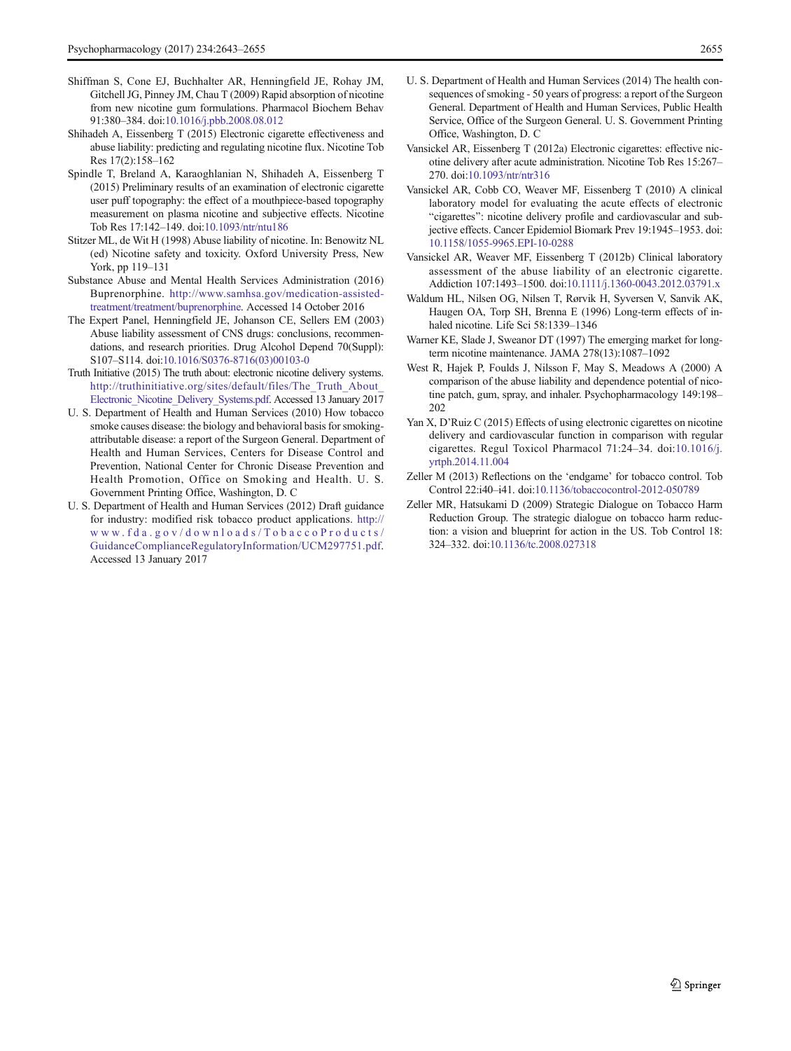Shiffman S, Cone EJ, Buchhalter AR, Henningfield JE, Rohay JM, Gitchell JG, Pinney JM, Chau T (2009) Rapid absorption of nicotine from new nicotine gum formulations. Pharmacol Biochem Behav 91:380–384. doi:10.1016/j.pbb.2008.08.012

Shihadeh A, Eissenberg T (2015) Electronic cigarette effectiveness and abuse liability: predicting and regulating nicotine flux. Nicotine Tob Res 17(2):158–162

Spindle T, Breland A, Karaoghlanian N, Shihadeh A, Eissenberg T (2015) Preliminary results of an examination of electronic cigarette user puff topography: the effect of a mouthpiece-based topography measurement on plasma nicotine and subjective effects. Nicotine Tob Res 17:142–149. doi:10.1093/ntr/ntu186

Stitzer ML, de Wit H (1998) Abuse liability of nicotine. In: Benowitz NL (ed) Nicotine safety and toxicity. Oxford University Press, New York, pp 119–131

Substance Abuse and Mental Health Services Administration (2016) Buprenorphine. http://www.samhsa.gov/medication-assisted-treatment/treatment/buprenorphine. Accessed 14 October 2016

The Expert Panel, Henningfield JE, Johanson CE, Sellers EM (2003) Abuse liability assessment of CNS drugs: conclusions, recommendations, and research priorities. Drug Alcohol Depend 70(Suppl):S107–S114. doi:10.1016/S0376-8716(03)00103-0

Truth Initiative (2015) The truth about: electronic nicotine delivery systems. http://truthinitiative.org/sites/default/files/The_Truth_About_Electronic_Nicotine_Delivery_Systems.pdf. Accessed 13 January 2017

U. S. Department of Health and Human Services (2010) How tobacco smoke causes disease: the biology and behavioral basis for smoking-attributable disease: a report of the Surgeon General. Department of Health and Human Services, Centers for Disease Control and Prevention, National Center for Chronic Disease Prevention and Health Promotion, Office on Smoking and Health. U. S. Government Printing Office, Washington, D. C

U. S. Department of Health and Human Services (2012) Draft guidance for industry: modified risk tobacco product applications. http://www.fda.gov/downloads/TobaccoProducts/GuidanceComplianceRegulatoryInformation/UCM297751.pdf. Accessed 13 January 2017

U. S. Department of Health and Human Services (2014) The health consequences of smoking - 50 years of progress: a report of the Surgeon General. Department of Health and Human Services, Public Health Service, Office of the Surgeon General. U. S. Government Printing Office, Washington, D. C

Vansickel AR, Eissenberg T (2012a) Electronic cigarettes: effective nicotine delivery after acute administration. Nicotine Tob Res 15:267–270. doi:10.1093/ntr/ntr316

Vansickel AR, Cobb CO, Weaver MF, Eissenberg T (2010) A clinical laboratory model for evaluating the acute effects of electronic "cigarettes": nicotine delivery profile and cardiovascular and subjective effects. Cancer Epidemiol Biomark Prev 19:1945–1953. doi:10.1158/1055-9965.EPI-10-0288

Vansickel AR, Weaver MF, Eissenberg T (2012b) Clinical laboratory assessment of the abuse liability of an electronic cigarette. Addiction 107:1493–1500. doi:10.1111/j.1360-0043.2012.03791.x

Waldum HL, Nilsen OG, Nilsen T, Rørvik H, Syversen V, Sanvik AK, Haugen OA, Torp SH, Brenna E (1996) Long-term effects of inhaled nicotine. Life Sci 58:1339–1346

Warner KE, Slade J, Sweanor DT (1997) The emerging market for long-term nicotine maintenance. JAMA 278(13):1087–1092

West R, Hajek P, Foulds J, Nilsson F, May S, Meadows A (2000) A comparison of the abuse liability and dependence potential of nicotine patch, gum, spray, and inhaler. Psychopharmacology 149:198–202

Yan X, D'Ruiz C (2015) Effects of using electronic cigarettes on nicotine delivery and cardiovascular function in comparison with regular cigarettes. Regul Toxicol Pharmacol 71:24–34. doi:10.1016/j.yrtph.2014.11.004

Zeller M (2013) Reflections on the 'endgame' for tobacco control. Tob Control 22:i40–i41. doi:10.1136/tobaccocontrol-2012-050789

Zeller MR, Hatsukami D (2009) Strategic Dialogue on Tobacco Harm Reduction Group. The strategic dialogue on tobacco harm reduction: a vision and blueprint for action in the US. Tob Control 18:324–332. doi:10.1136/tc.2008.027318